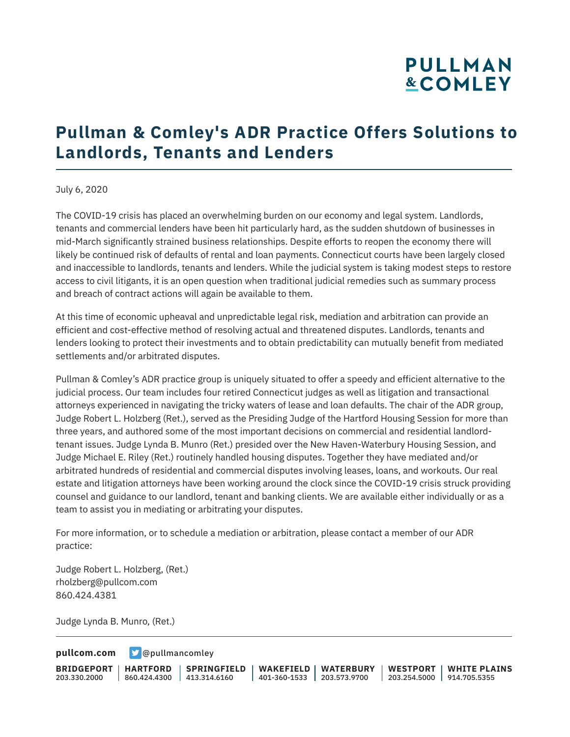# Pullman & Comley's ADR Practice Offers Solutions to Landlords, Tenants and Lenders

July 6, 2020

The COVID-19 crisis has placed an overwhelming burden on our economy and legal system. Landlords, tenants and commercial lenders have been hit particularly hard, as the sudden shutdown of businesses in mid-March significantly strained business relationships. Despite efforts to reopen the economy there will likely be continued risk of defaults of rental and loan payments. Connecticut courts have been largely closed and inaccessible to landlords, tenants and lenders. While the judicial system is taking modest steps to restore access to civil litigants, it is an open question when traditional judicial remedies such as summary process and breach of contract actions will again be available to them.

At this time of economic upheaval and unpredictable legal risk, mediation and arbitration can provide an efficient and cost-effective method of resolving actual and threatened disputes. Landlords, tenants and lenders looking to protect their investments and to obtain predictability can mutually benefit from mediated settlements and/or arbitrated disputes.

Pullman & Comley's ADR practice group is uniquely situated to offer a speedy and efficient alternative to the judicial process. Our team includes four retired Connecticut judges as well as litigation and transactional attorneys experienced in navigating the tricky waters of lease and loan defaults. The chair of the ADR group, Judge Robert L. Holzberg (Ret.), served as the Presiding Judge of the Hartford Housing Session for more than three years, and authored some of the most important decisions on commercial and residential landlord-tenant issues. Judge Lynda B. Munro (Ret.) presided over the New Haven-Waterbury Housing Session, and Judge Michael E. Riley (Ret.) routinely handled housing disputes. Together they have mediated and/or arbitrated hundreds of residential and commercial disputes involving leases, loans, and workouts. Our real estate and litigation attorneys have been working around the clock since the COVID-19 crisis struck providing counsel and guidance to our landlord, tenant and banking clients. We are available either individually or as a team to assist you in mediating or arbitrating your disputes.

For more information, or to schedule a mediation or arbitration, please contact a member of our ADR practice:

Judge Robert L. Holzberg, (Ret.)
rholzberg@pullcom.com
860.424.4381

Judge Lynda B. Munro, (Ret.)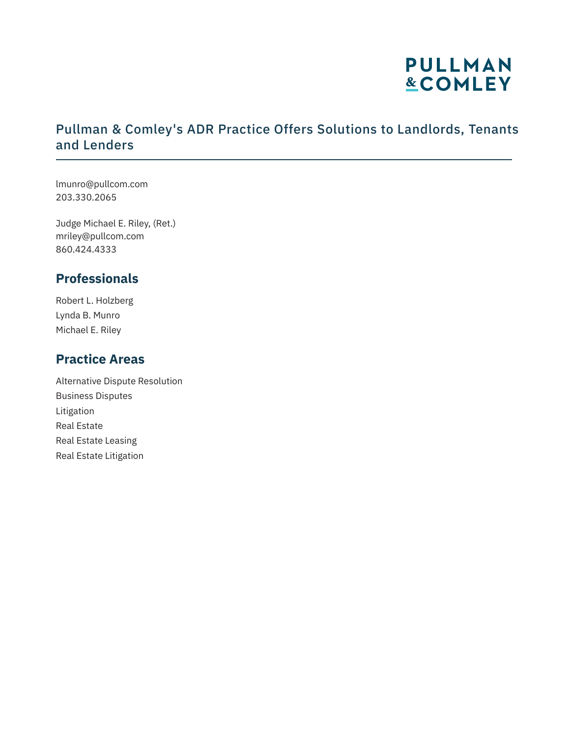lmunro@pullcom.com
203.330.2065

Judge Michael E. Riley, (Ret.)
mriley@pullcom.com
860.424.4333

## Professionals

Robert L. Holzberg
Lynda B. Munro
Michael E. Riley

## Practice Areas

Alternative Dispute Resolution
Business Disputes
Litigation
Real Estate
Real Estate Leasing
Real Estate Litigation